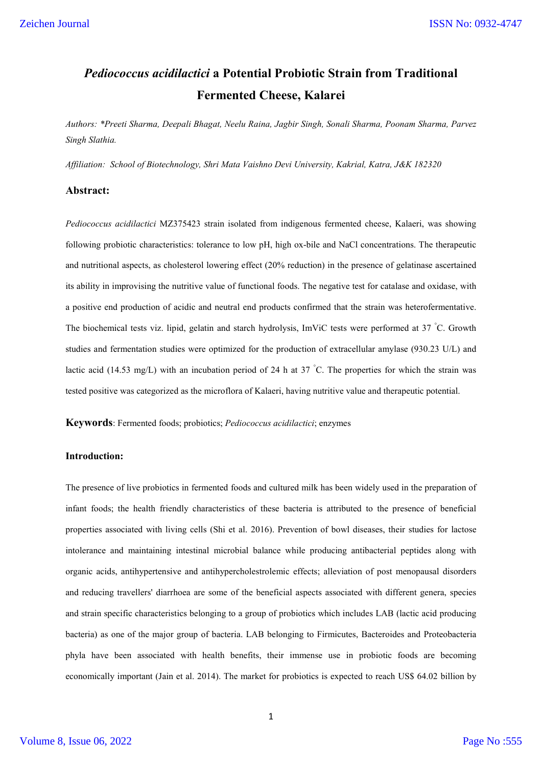# *Pediococcus acidilactici* a Potential Probiotic Strain from Traditional Fermented Cheese, Kalarei

*Authors: \*Preeti Sharma, Deepali Bhagat, Neelu Raina, Jagbir Singh, Sonali Sharma, Poonam Sharma, Parvez Singh Slathia.*

*Affiliation: School of Biotechnology, Shri Mata Vaishno Devi University, Kakrial, Katra, J&K 182320*

## Abstract:

*Pediococcus acidilactici* MZ375423 strain isolated from indigenous fermented cheese, Kalaeri, was showing following probiotic characteristics: tolerance to low pH, high ox-bile and NaCl concentrations. The therapeutic and nutritional aspects, as cholesterol lowering effect (20% reduction) in the presence of gelatinase ascertained its ability in improvising the nutritive value of functional foods. The negative test for catalase and oxidase, with a positive end production of acidic and neutral end products confirmed that the strain was heterofermentative. The biochemical tests viz. lipid, gelatin and starch hydrolysis, ImViC tests were performed at 37 °C. Growth studies and fermentation studies were optimized for the production of extracellular amylase (930.23 U/L) and lactic acid (14.53 mg/L) with an incubation period of 24 h at 37 °C. The properties for which the strain was tested positive was categorized as the microflora of Kalaeri, having nutritive value and therapeutic potential.

**Keywords**: Fermented foods; probiotics; *Pediococcus acidilactici*; enzymes

### Introduction:

The presence of live probiotics in fermented foods and cultured milk has been widely used in the preparation of infant foods; the health friendly characteristics of these bacteria is attributed to the presence of beneficial properties associated with living cells (Shi et al. 2016). Prevention of bowl diseases, their studies for lactose intolerance and maintaining intestinal microbial balance while producing antibacterial peptides along with organic acids, antihypertensive and antihypercholestrolemic effects; alleviation of post menopausal disorders and reducing travellers' diarrhoea are some of the beneficial aspects associated with different genera, species and strain specific characteristics belonging to a group of probiotics which includes LAB (lactic acid producing bacteria) as one of the major group of bacteria. LAB belonging to Firmicutes, Bacteroides and Proteobacteria phyla have been associated with health benefits, their immense use in probiotic foods are becoming economically important (Jain et al. 2014). The market for probiotics is expected to reach US$ 64.02 billion by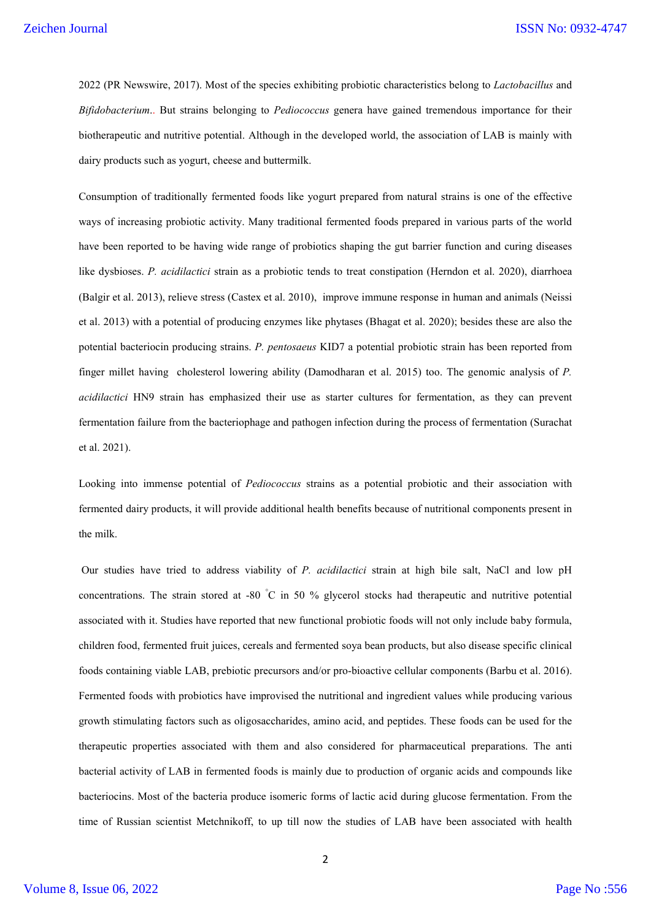2022 (PR Newswire, 2017). Most of the species exhibiting probiotic characteristics belong to *Lactobacillus* and *Bifidobacterium*.. But strains belonging to *Pediococcus* genera have gained tremendous importance for their biotherapeutic and nutritive potential. Although in the developed world, the association of LAB is mainly with dairy products such as yogurt, cheese and buttermilk.

Consumption of traditionally fermented foods like yogurt prepared from natural strains is one of the effective ways of increasing probiotic activity. Many traditional fermented foods prepared in various parts of the world have been reported to be having wide range of probiotics shaping the gut barrier function and curing diseases like dysbioses. *P. acidilactici* strain as a probiotic tends to treat constipation (Herndon et al. 2020), diarrhoea (Balgir et al. 2013), relieve stress (Castex et al. 2010), improve immune response in human and animals (Neissi et al. 2013) with a potential of producing enzymes like phytases (Bhagat et al. 2020); besides these are also the potential bacteriocin producing strains. *P. pentosaeus* KID7 a potential probiotic strain has been reported from finger millet having cholesterol lowering ability (Damodharan et al. 2015) too. The genomic analysis of *P. acidilactici* HN9 strain has emphasized their use as starter cultures for fermentation, as they can prevent fermentation failure from the bacteriophage and pathogen infection during the process of fermentation (Surachat et al. 2021).

Looking into immense potential of *Pediococcus* strains as a potential probiotic and their association with fermented dairy products, it will provide additional health benefits because of nutritional components present in the milk.

Our studies have tried to address viability of *P. acidilactici* strain at high bile salt, NaCl and low pH concentrations. The strain stored at -80 °C in 50 % glycerol stocks had therapeutic and nutritive potential associated with it. Studies have reported that new functional probiotic foods will not only include baby formula, children food, fermented fruit juices, cereals and fermented soya bean products, but also disease specific clinical foods containing viable LAB, prebiotic precursors and/or pro-bioactive cellular components (Barbu et al. 2016). Fermented foods with probiotics have improvised the nutritional and ingredient values while producing various growth stimulating factors such as oligosaccharides, amino acid, and peptides. These foods can be used for the therapeutic properties associated with them and also considered for pharmaceutical preparations. The anti bacterial activity of LAB in fermented foods is mainly due to production of organic acids and compounds like bacteriocins. Most of the bacteria produce isomeric forms of lactic acid during glucose fermentation. From the time of Russian scientist Metchnikoff, to up till now the studies of LAB have been associated with health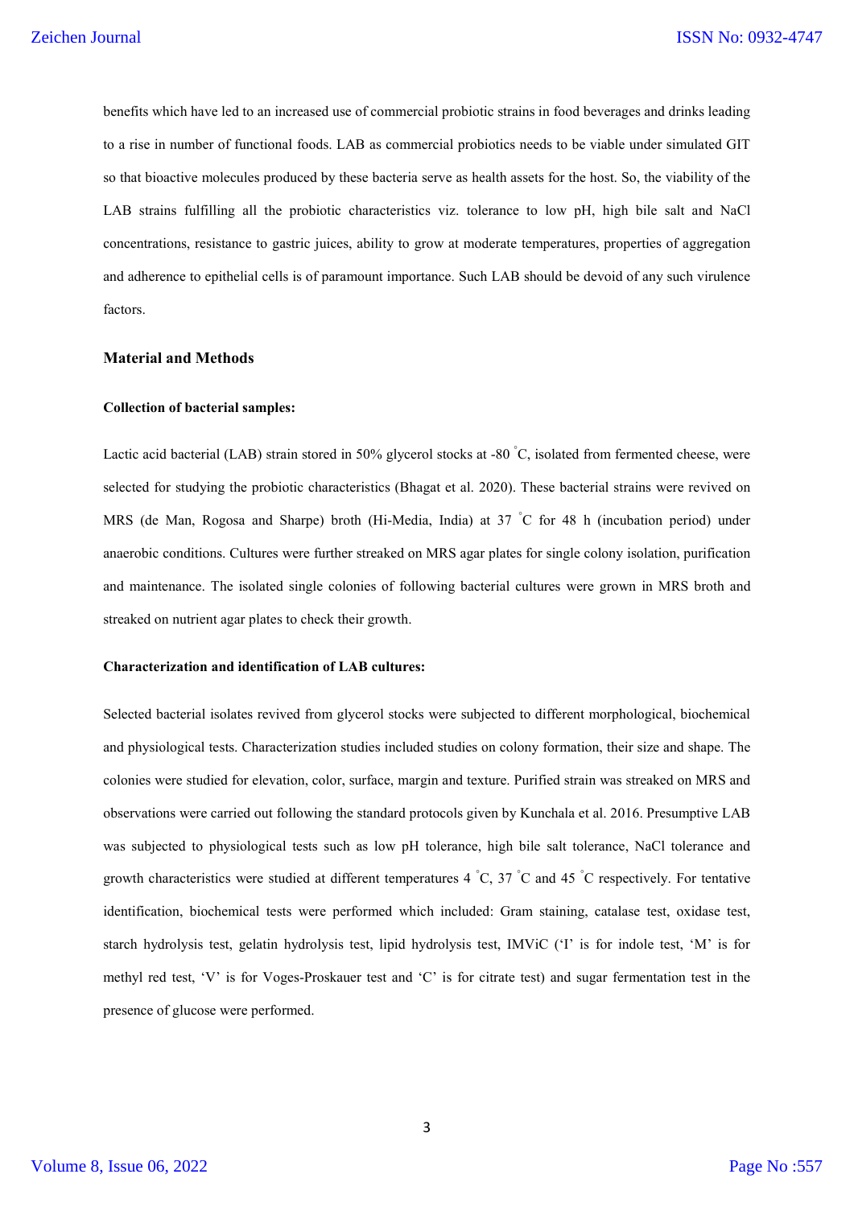benefits which have led to an increased use of commercial probiotic strains in food beverages and drinks leading to a rise in number of functional foods. LAB as commercial probiotics needs to be viable under simulated GIT so that bioactive molecules produced by these bacteria serve as health assets for the host. So, the viability of the LAB strains fulfilling all the probiotic characteristics viz. tolerance to low pH, high bile salt and NaCl concentrations, resistance to gastric juices, ability to grow at moderate temperatures, properties of aggregation and adherence to epithelial cells is of paramount importance. Such LAB should be devoid of any such virulence factors.

## Material and Methods

### Collection of bacterial samples:

Lactic acid bacterial (LAB) strain stored in 50% glycerol stocks at -80 °C, isolated from fermented cheese, were selected for studying the probiotic characteristics (Bhagat et al. 2020). These bacterial strains were revived on MRS (de Man, Rogosa and Sharpe) broth (Hi-Media, India) at 37 °C for 48 h (incubation period) under anaerobic conditions. Cultures were further streaked on MRS agar plates for single colony isolation, purification and maintenance. The isolated single colonies of following bacterial cultures were grown in MRS broth and streaked on nutrient agar plates to check their growth.

### Characterization and identification of LAB cultures:

Selected bacterial isolates revived from glycerol stocks were subjected to different morphological, biochemical and physiological tests. Characterization studies included studies on colony formation, their size and shape. The colonies were studied for elevation, color, surface, margin and texture. Purified strain was streaked on MRS and observations were carried out following the standard protocols given by Kunchala et al. 2016. Presumptive LAB was subjected to physiological tests such as low pH tolerance, high bile salt tolerance, NaCl tolerance and growth characteristics were studied at different temperatures 4 °C, 37 °C and 45 °C respectively. For tentative identification, biochemical tests were performed which included: Gram staining, catalase test, oxidase test, starch hydrolysis test, gelatin hydrolysis test, lipid hydrolysis test, IMViC ('I' is for indole test, 'M' is for methyl red test, 'V' is for Voges-Proskauer test and 'C' is for citrate test) and sugar fermentation test in the presence of glucose were performed.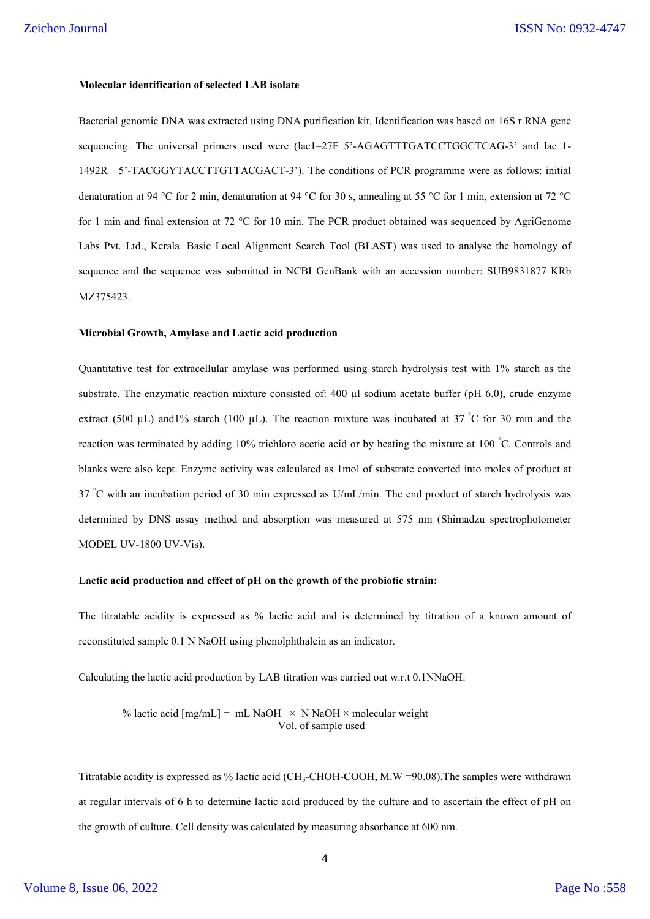**Molecular identification of selected LAB isolate**

Bacterial genomic DNA was extracted using DNA purification kit. Identification was based on 16S r RNA gene sequencing. The universal primers used were (lac1–27F 5'-AGAGTTTGATCCTGGCTCAG-3' and lac 1-1492R 5'-TACGGYTACCTTGTTACGACT-3'). The conditions of PCR programme were as follows: initial denaturation at 94 °C for 2 min, denaturation at 94 °C for 30 s, annealing at 55 °C for 1 min, extension at 72 °C for 1 min and final extension at 72 °C for 10 min. The PCR product obtained was sequenced by AgriGenome Labs Pvt. Ltd., Kerala. Basic Local Alignment Search Tool (BLAST) was used to analyse the homology of sequence and the sequence was submitted in NCBI GenBank with an accession number: SUB9831877 KRb MZ375423.

**Microbial Growth, Amylase and Lactic acid production**

Quantitative test for extracellular amylase was performed using starch hydrolysis test with 1% starch as the substrate. The enzymatic reaction mixture consisted of: 400 µl sodium acetate buffer (pH 6.0), crude enzyme extract (500 µL) and1% starch (100 µL). The reaction mixture was incubated at 37 °C for 30 min and the reaction was terminated by adding 10% trichloro acetic acid or by heating the mixture at 100 °C. Controls and blanks were also kept. Enzyme activity was calculated as 1mol of substrate converted into moles of product at 37 °C with an incubation period of 30 min expressed as U/mL/min. The end product of starch hydrolysis was determined by DNS assay method and absorption was measured at 575 nm (Shimadzu spectrophotometer MODEL UV-1800 UV-Vis).

**Lactic acid production and effect of pH on the growth of the probiotic strain:**

The titratable acidity is expressed as % lactic acid and is determined by titration of a known amount of reconstituted sample 0.1 N NaOH using phenolphthalein as an indicator.

Calculating the lactic acid production by LAB titration was carried out w.r.t 0.1NNaOH.

$$\%\ \text{lactic acid [mg/mL]} = \frac{\text{mL NaOH} \times \text{N NaOH} \times \text{molecular weight}}{\text{Vol. of sample used}}$$

Titratable acidity is expressed as % lactic acid ($CH_3$-CHOH-COOH, M.W =90.08).The samples were withdrawn at regular intervals of 6 h to determine lactic acid produced by the culture and to ascertain the effect of pH on the growth of culture. Cell density was calculated by measuring absorbance at 600 nm.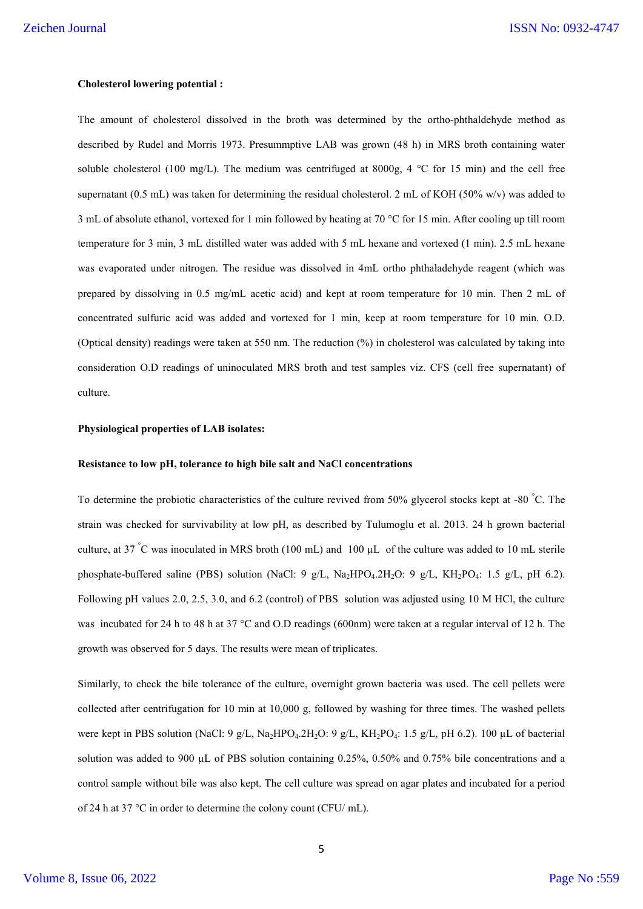**Cholesterol lowering potential :**

The amount of cholesterol dissolved in the broth was determined by the ortho-phthaldehyde method as described by Rudel and Morris 1973. Presummptive LAB was grown (48 h) in MRS broth containing water soluble cholesterol (100 mg/L). The medium was centrifuged at 8000g, 4 °C for 15 min) and the cell free supernatant (0.5 mL) was taken for determining the residual cholesterol. 2 mL of KOH (50% w/v) was added to 3 mL of absolute ethanol, vortexed for 1 min followed by heating at 70 °C for 15 min. After cooling up till room temperature for 3 min, 3 mL distilled water was added with 5 mL hexane and vortexed (1 min). 2.5 mL hexane was evaporated under nitrogen. The residue was dissolved in 4mL ortho phthaladehyde reagent (which was prepared by dissolving in 0.5 mg/mL acetic acid) and kept at room temperature for 10 min. Then 2 mL of concentrated sulfuric acid was added and vortexed for 1 min, keep at room temperature for 10 min. O.D. (Optical density) readings were taken at 550 nm. The reduction (%) in cholesterol was calculated by taking into consideration O.D readings of uninoculated MRS broth and test samples viz. CFS (cell free supernatant) of culture.

**Physiological properties of LAB isolates:**

**Resistance to low pH, tolerance to high bile salt and NaCl concentrations**

To determine the probiotic characteristics of the culture revived from 50% glycerol stocks kept at -80 °C. The strain was checked for survivability at low pH, as described by Tulumoglu et al. 2013. 24 h grown bacterial culture, at 37 °C was inoculated in MRS broth (100 mL) and 100 µL of the culture was added to 10 mL sterile phosphate-buffered saline (PBS) solution (NaCl: 9 g/L, $Na_2HPO_4.2H_2O$: 9 g/L, $KH_2PO_4$: 1.5 g/L, pH 6.2). Following pH values 2.0, 2.5, 3.0, and 6.2 (control) of PBS solution was adjusted using 10 M HCl, the culture was incubated for 24 h to 48 h at 37 °C and O.D readings (600nm) were taken at a regular interval of 12 h. The growth was observed for 5 days. The results were mean of triplicates.

Similarly, to check the bile tolerance of the culture, overnight grown bacteria was used. The cell pellets were collected after centrifugation for 10 min at 10,000 g, followed by washing for three times. The washed pellets were kept in PBS solution (NaCl: 9 g/L, $Na_2HPO_4.2H_2O$: 9 g/L, $KH_2PO_4$: 1.5 g/L, pH 6.2). 100 µL of bacterial solution was added to 900 µL of PBS solution containing 0.25%, 0.50% and 0.75% bile concentrations and a control sample without bile was also kept. The cell culture was spread on agar plates and incubated for a period of 24 h at 37 °C in order to determine the colony count (CFU/ mL).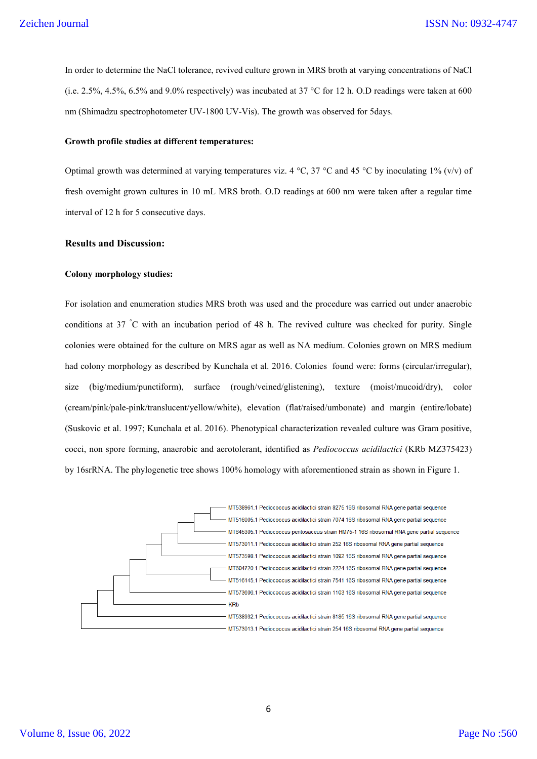In order to determine the NaCl tolerance, revived culture grown in MRS broth at varying concentrations of NaCl (i.e. 2.5%, 4.5%, 6.5% and 9.0% respectively) was incubated at 37 °C for 12 h. O.D readings were taken at 600 nm (Shimadzu spectrophotometer UV-1800 UV-Vis). The growth was observed for 5days.

#### Growth profile studies at different temperatures:

Optimal growth was determined at varying temperatures viz. 4 °C, 37 °C and 45 °C by inoculating 1% (v/v) of fresh overnight grown cultures in 10 mL MRS broth. O.D readings at 600 nm were taken after a regular time interval of 12 h for 5 consecutive days.

### Results and Discussion:

#### Colony morphology studies:

For isolation and enumeration studies MRS broth was used and the procedure was carried out under anaerobic conditions at 37 °C with an incubation period of 48 h. The revived culture was checked for purity. Single colonies were obtained for the culture on MRS agar as well as NA medium. Colonies grown on MRS medium had colony morphology as described by Kunchala et al. 2016. Colonies found were: forms (circular/irregular), size (big/medium/punctiform), surface (rough/veined/glistening), texture (moist/mucoid/dry), color (cream/pink/pale-pink/translucent/yellow/white), elevation (flat/raised/umbonate) and margin (entire/lobate) (Suskovic et al. 1997; Kunchala et al. 2016). Phenotypical characterization revealed culture was Gram positive, cocci, non spore forming, anaerobic and aerotolerant, identified as *Pediococcus acidilactici* (KRb MZ375423) by 16srRNA. The phylogenetic tree shows 100% homology with aforementioned strain as shown in Figure 1.

MT538961.1 Pediococcus acidilactici strain 8275 16S ribosomal RNA gene partial sequence
MT516005.1 Pediococcus acidilactici strain 7074 16S ribosomal RNA gene partial sequence
MT645305.1 Pediococcus pentosaceus strain HM75-1 16S ribosomal RNA gene partial sequence
MT573011.1 Pediococcus acidilactici strain 252 16S ribosomal RNA gene partial sequence
MT573598.1 Pediococcus acidilactici strain 1092 16S ribosomal RNA gene partial sequence
MT604720.1 Pediococcus acidilactici strain 2224 16S ribosomal RNA gene partial sequence
MT516145.1 Pediococcus acidilactici strain 7541 16S ribosomal RNA gene partial sequence
MT573606.1 Pediococcus acidilactici strain 1103 16S ribosomal RNA gene partial sequence
KRb
MT538932.1 Pediococcus acidilactici strain 8185 16S ribosomal RNA gene partial sequence
MT573013.1 Pediococcus acidilactici strain 254 16S ribosomal RNA gene partial sequence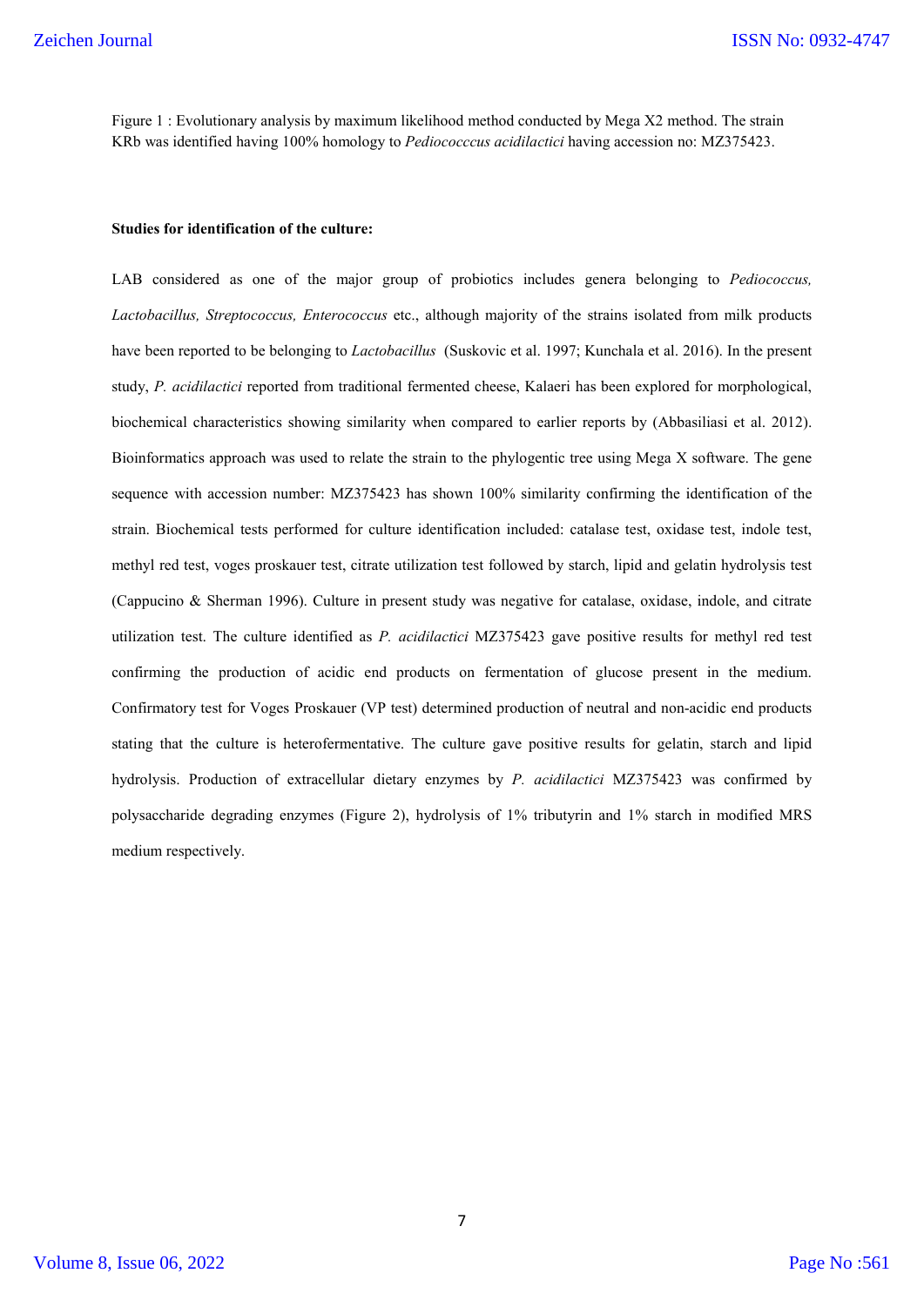Figure 1 : Evolutionary analysis by maximum likelihood method conducted by Mega X2 method. The strain KRb was identified having 100% homology to *Pediococccus acidilactici* having accession no: MZ375423.

**Studies for identification of the culture:**

LAB considered as one of the major group of probiotics includes genera belonging to *Pediococcus, Lactobacillus, Streptococcus, Enterococcus* etc., although majority of the strains isolated from milk products have been reported to be belonging to *Lactobacillus* (Suskovic et al. 1997; Kunchala et al. 2016). In the present study, *P. acidilactici* reported from traditional fermented cheese, Kalaeri has been explored for morphological, biochemical characteristics showing similarity when compared to earlier reports by (Abbasiliasi et al. 2012). Bioinformatics approach was used to relate the strain to the phylogentic tree using Mega X software. The gene sequence with accession number: MZ375423 has shown 100% similarity confirming the identification of the strain. Biochemical tests performed for culture identification included: catalase test, oxidase test, indole test, methyl red test, voges proskauer test, citrate utilization test followed by starch, lipid and gelatin hydrolysis test (Cappucino & Sherman 1996). Culture in present study was negative for catalase, oxidase, indole, and citrate utilization test. The culture identified as *P. acidilactici* MZ375423 gave positive results for methyl red test confirming the production of acidic end products on fermentation of glucose present in the medium. Confirmatory test for Voges Proskauer (VP test) determined production of neutral and non-acidic end products stating that the culture is heterofermentative. The culture gave positive results for gelatin, starch and lipid hydrolysis. Production of extracellular dietary enzymes by *P. acidilactici* MZ375423 was confirmed by polysaccharide degrading enzymes (Figure 2), hydrolysis of 1% tributyrin and 1% starch in modified MRS medium respectively.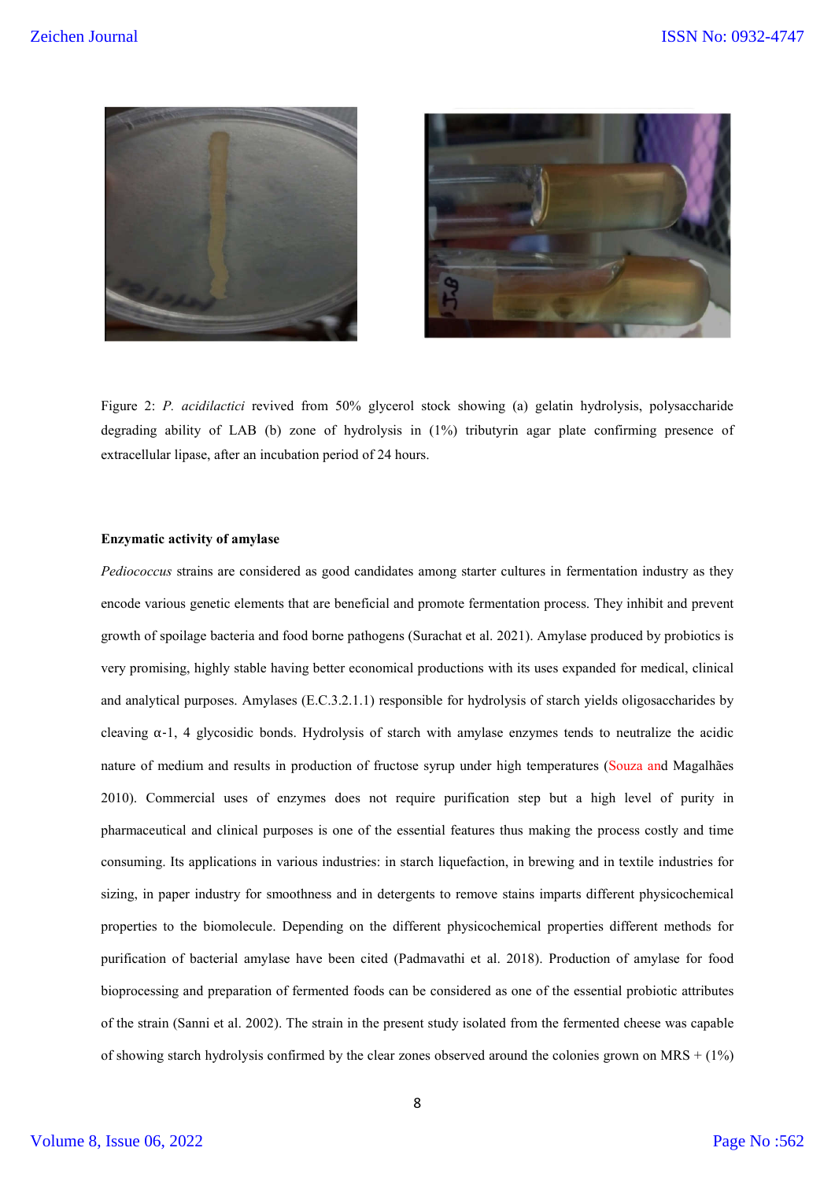Figure 2: *P. acidilactici* revived from 50% glycerol stock showing (a) gelatin hydrolysis, polysaccharide degrading ability of LAB (b) zone of hydrolysis in (1%) tributyrin agar plate confirming presence of extracellular lipase, after an incubation period of 24 hours.

**Enzymatic activity of amylase**

*Pediococcus* strains are considered as good candidates among starter cultures in fermentation industry as they encode various genetic elements that are beneficial and promote fermentation process. They inhibit and prevent growth of spoilage bacteria and food borne pathogens (Surachat et al. 2021). Amylase produced by probiotics is very promising, highly stable having better economical productions with its uses expanded for medical, clinical and analytical purposes. Amylases (E.C.3.2.1.1) responsible for hydrolysis of starch yields oligosaccharides by cleaving α-1, 4 glycosidic bonds. Hydrolysis of starch with amylase enzymes tends to neutralize the acidic nature of medium and results in production of fructose syrup under high temperatures (Souza and Magalhães 2010). Commercial uses of enzymes does not require purification step but a high level of purity in pharmaceutical and clinical purposes is one of the essential features thus making the process costly and time consuming. Its applications in various industries: in starch liquefaction, in brewing and in textile industries for sizing, in paper industry for smoothness and in detergents to remove stains imparts different physicochemical properties to the biomolecule. Depending on the different physicochemical properties different methods for purification of bacterial amylase have been cited (Padmavathi et al. 2018). Production of amylase for food bioprocessing and preparation of fermented foods can be considered as one of the essential probiotic attributes of the strain (Sanni et al. 2002). The strain in the present study isolated from the fermented cheese was capable of showing starch hydrolysis confirmed by the clear zones observed around the colonies grown on MRS + (1%)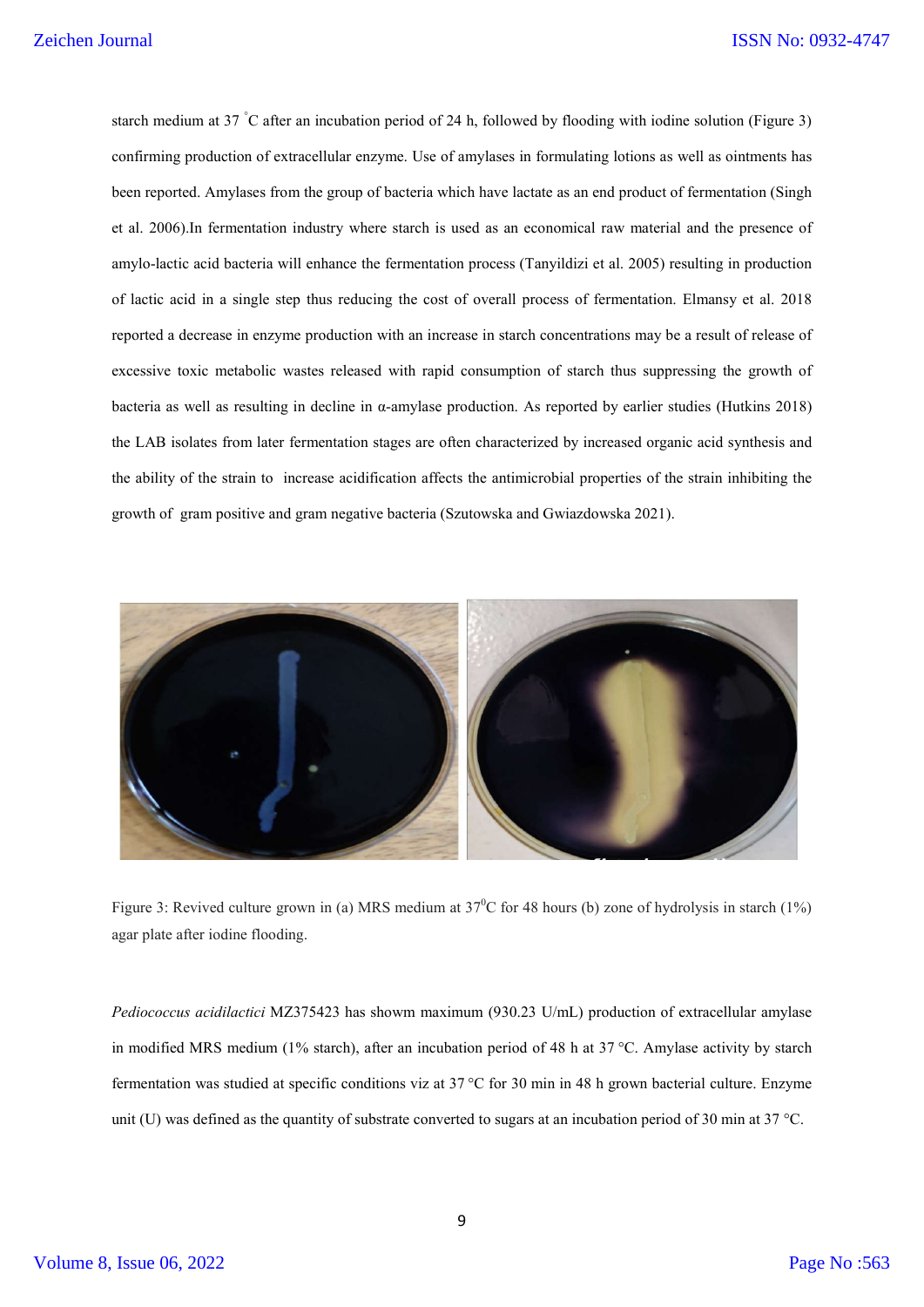starch medium at 37 °C after an incubation period of 24 h, followed by flooding with iodine solution (Figure 3) confirming production of extracellular enzyme. Use of amylases in formulating lotions as well as ointments has been reported. Amylases from the group of bacteria which have lactate as an end product of fermentation (Singh et al. 2006).In fermentation industry where starch is used as an economical raw material and the presence of amylo-lactic acid bacteria will enhance the fermentation process (Tanyildizi et al. 2005) resulting in production of lactic acid in a single step thus reducing the cost of overall process of fermentation. Elmansy et al. 2018 reported a decrease in enzyme production with an increase in starch concentrations may be a result of release of excessive toxic metabolic wastes released with rapid consumption of starch thus suppressing the growth of bacteria as well as resulting in decline in α-amylase production. As reported by earlier studies (Hutkins 2018) the LAB isolates from later fermentation stages are often characterized by increased organic acid synthesis and the ability of the strain to increase acidification affects the antimicrobial properties of the strain inhibiting the growth of gram positive and gram negative bacteria (Szutowska and Gwiazdowska 2021).

Figure 3: Revived culture grown in (a) MRS medium at 37$^0$C for 48 hours (b) zone of hydrolysis in starch (1%) agar plate after iodine flooding.

*Pediococcus acidilactici* MZ375423 has showm maximum (930.23 U/mL) production of extracellular amylase in modified MRS medium (1% starch), after an incubation period of 48 h at 37 °C. Amylase activity by starch fermentation was studied at specific conditions viz at 37 °C for 30 min in 48 h grown bacterial culture. Enzyme unit (U) was defined as the quantity of substrate converted to sugars at an incubation period of 30 min at 37 °C.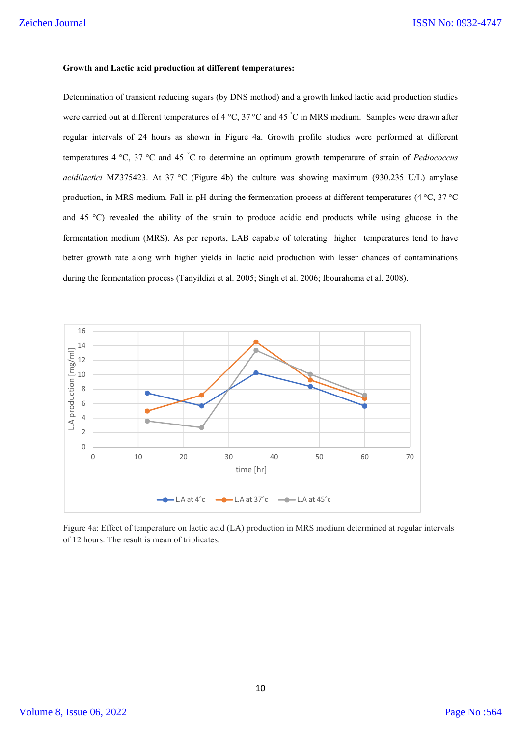**Growth and Lactic acid production at different temperatures:**

Determination of transient reducing sugars (by DNS method) and a growth linked lactic acid production studies were carried out at different temperatures of 4 °C, 37 °C and 45 °C in MRS medium. Samples were drawn after regular intervals of 24 hours as shown in Figure 4a. Growth profile studies were performed at different temperatures 4 °C, 37 °C and 45 °C to determine an optimum growth temperature of strain of *Pediococcus acidilactici* MZ375423. At 37 °C (Figure 4b) the culture was showing maximum (930.235 U/L) amylase production, in MRS medium. Fall in pH during the fermentation process at different temperatures (4 °C, 37 °C and 45 °C) revealed the ability of the strain to produce acidic end products while using glucose in the fermentation medium (MRS). As per reports, LAB capable of tolerating higher temperatures tend to have better growth rate along with higher yields in lactic acid production with lesser chances of contaminations during the fermentation process (Tanyildizi et al. 2005; Singh et al. 2006; Ibourahema et al. 2008).

Figure 4a: Effect of temperature on lactic acid (LA) production in MRS medium determined at regular intervals of 12 hours. The result is mean of triplicates.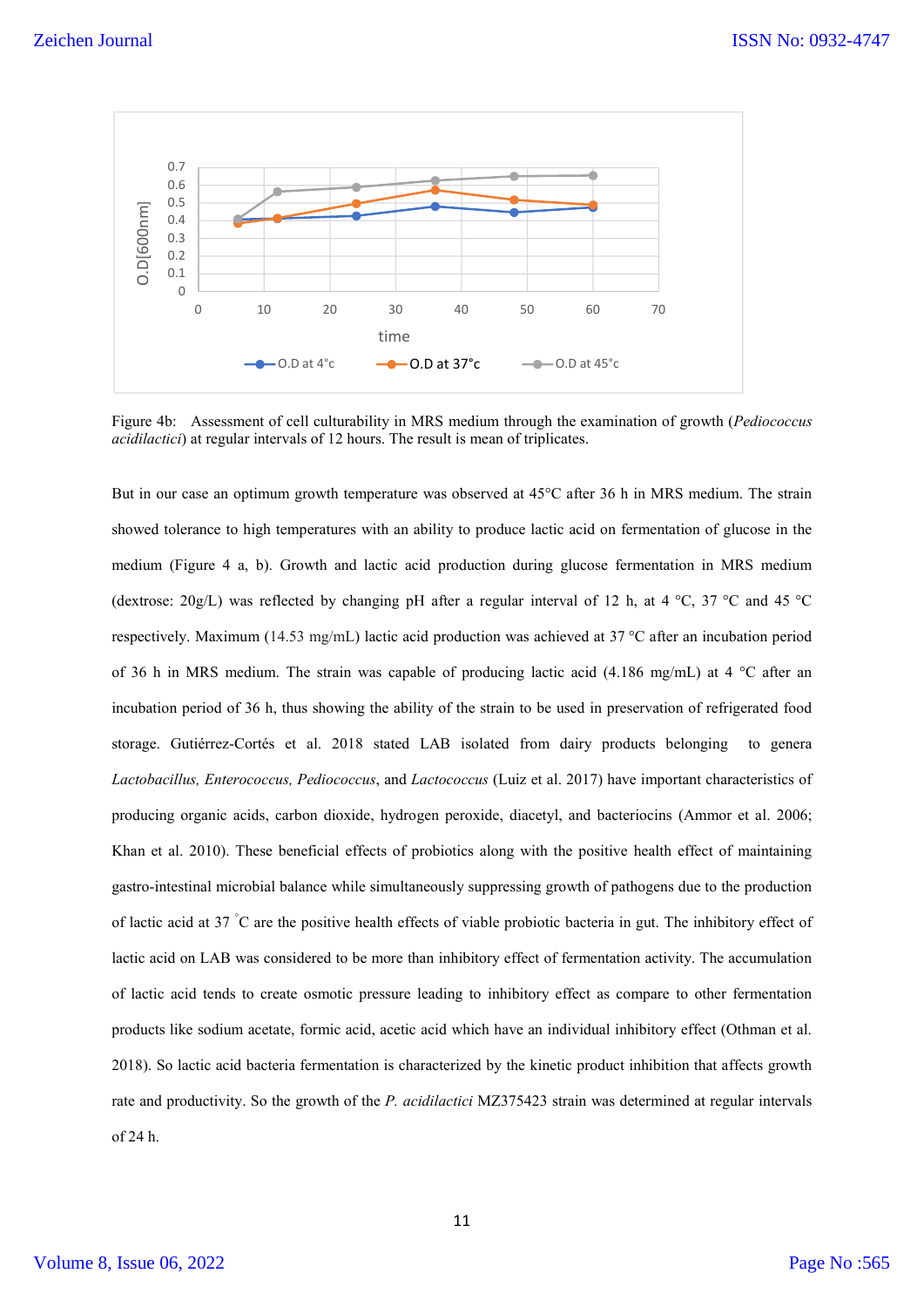Figure 4b: Assessment of cell culturability in MRS medium through the examination of growth (*Pediococcus acidilactici*) at regular intervals of 12 hours. The result is mean of triplicates.

But in our case an optimum growth temperature was observed at 45°C after 36 h in MRS medium. The strain showed tolerance to high temperatures with an ability to produce lactic acid on fermentation of glucose in the medium (Figure 4 a, b). Growth and lactic acid production during glucose fermentation in MRS medium (dextrose: 20g/L) was reflected by changing pH after a regular interval of 12 h, at 4 °C, 37 °C and 45 °C respectively. Maximum (14.53 mg/mL) lactic acid production was achieved at 37 °C after an incubation period of 36 h in MRS medium. The strain was capable of producing lactic acid (4.186 mg/mL) at 4 °C after an incubation period of 36 h, thus showing the ability of the strain to be used in preservation of refrigerated food storage. Gutiérrez-Cortés et al. 2018 stated LAB isolated from dairy products belonging to genera *Lactobacillus, Enterococcus, Pediococcus*, and *Lactococcus* (Luiz et al. 2017) have important characteristics of producing organic acids, carbon dioxide, hydrogen peroxide, diacetyl, and bacteriocins (Ammor et al. 2006; Khan et al. 2010). These beneficial effects of probiotics along with the positive health effect of maintaining gastro-intestinal microbial balance while simultaneously suppressing growth of pathogens due to the production of lactic acid at 37 °C are the positive health effects of viable probiotic bacteria in gut. The inhibitory effect of lactic acid on LAB was considered to be more than inhibitory effect of fermentation activity. The accumulation of lactic acid tends to create osmotic pressure leading to inhibitory effect as compare to other fermentation products like sodium acetate, formic acid, acetic acid which have an individual inhibitory effect (Othman et al. 2018). So lactic acid bacteria fermentation is characterized by the kinetic product inhibition that affects growth rate and productivity. So the growth of the *P. acidilactici* MZ375423 strain was determined at regular intervals of 24 h.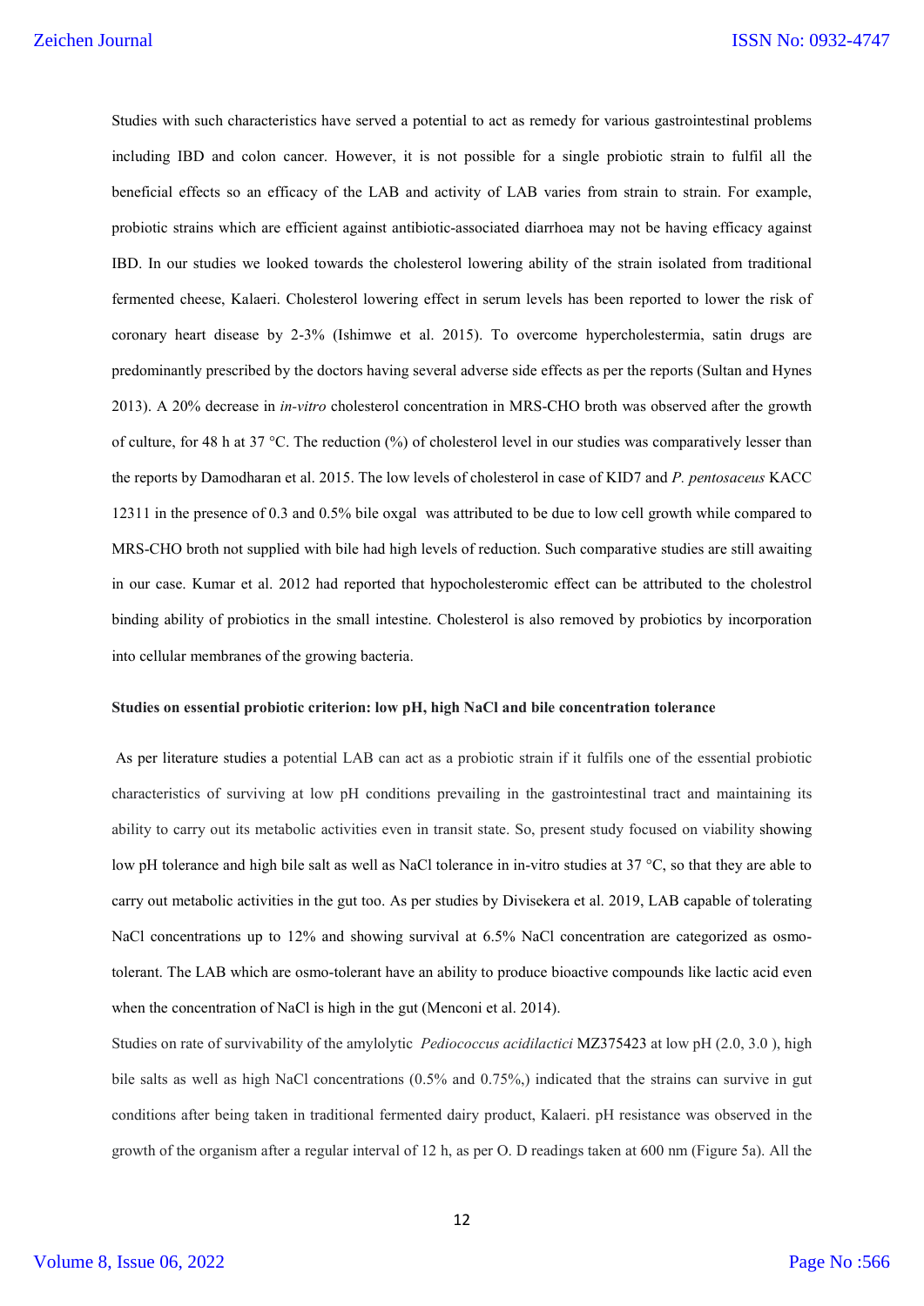Studies with such characteristics have served a potential to act as remedy for various gastrointestinal problems including IBD and colon cancer. However, it is not possible for a single probiotic strain to fulfil all the beneficial effects so an efficacy of the LAB and activity of LAB varies from strain to strain. For example, probiotic strains which are efficient against antibiotic-associated diarrhoea may not be having efficacy against IBD. In our studies we looked towards the cholesterol lowering ability of the strain isolated from traditional fermented cheese, Kalaeri. Cholesterol lowering effect in serum levels has been reported to lower the risk of coronary heart disease by 2-3% (Ishimwe et al. 2015). To overcome hypercholestermia, satin drugs are predominantly prescribed by the doctors having several adverse side effects as per the reports (Sultan and Hynes 2013). A 20% decrease in *in-vitro* cholesterol concentration in MRS-CHO broth was observed after the growth of culture, for 48 h at 37 °C. The reduction (%) of cholesterol level in our studies was comparatively lesser than the reports by Damodharan et al. 2015. The low levels of cholesterol in case of KID7 and *P. pentosaceus* KACC 12311 in the presence of 0.3 and 0.5% bile oxgal was attributed to be due to low cell growth while compared to MRS-CHO broth not supplied with bile had high levels of reduction. Such comparative studies are still awaiting in our case. Kumar et al. 2012 had reported that hypocholesteromic effect can be attributed to the cholestrol binding ability of probiotics in the small intestine. Cholesterol is also removed by probiotics by incorporation into cellular membranes of the growing bacteria.

**Studies on essential probiotic criterion: low pH, high NaCl and bile concentration tolerance**

As per literature studies a potential LAB can act as a probiotic strain if it fulfils one of the essential probiotic characteristics of surviving at low pH conditions prevailing in the gastrointestinal tract and maintaining its ability to carry out its metabolic activities even in transit state. So, present study focused on viability showing low pH tolerance and high bile salt as well as NaCl tolerance in in-vitro studies at 37 °C, so that they are able to carry out metabolic activities in the gut too. As per studies by Divisekera et al. 2019, LAB capable of tolerating NaCl concentrations up to 12% and showing survival at 6.5% NaCl concentration are categorized as osmo-tolerant. The LAB which are osmo-tolerant have an ability to produce bioactive compounds like lactic acid even when the concentration of NaCl is high in the gut (Menconi et al. 2014).

Studies on rate of survivability of the amylolytic *Pediococcus acidilactici* MZ375423 at low pH (2.0, 3.0 ), high bile salts as well as high NaCl concentrations (0.5% and 0.75%,) indicated that the strains can survive in gut conditions after being taken in traditional fermented dairy product, Kalaeri. pH resistance was observed in the growth of the organism after a regular interval of 12 h, as per O. D readings taken at 600 nm (Figure 5a). All the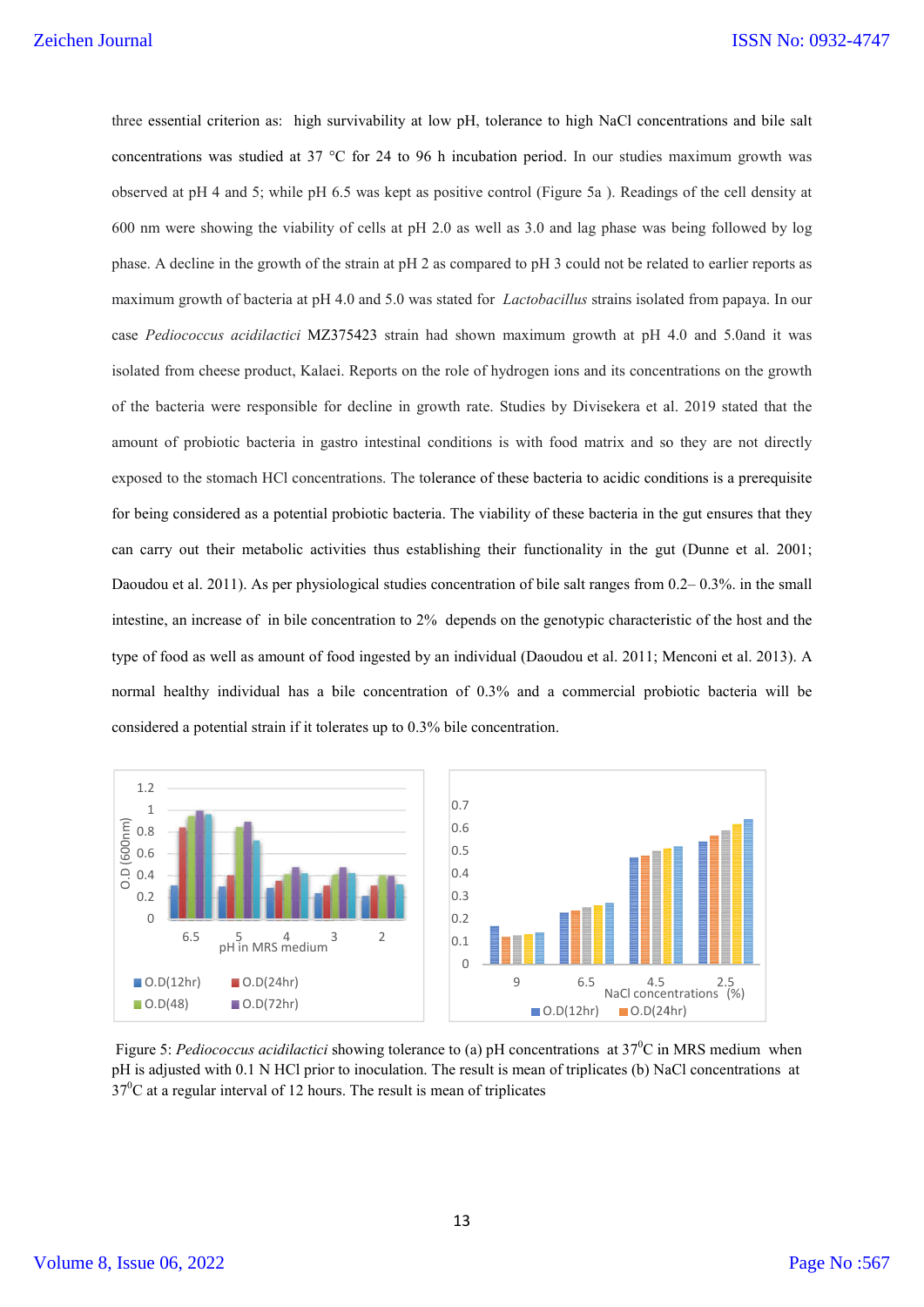three essential criterion as: high survivability at low pH, tolerance to high NaCl concentrations and bile salt concentrations was studied at 37 °C for 24 to 96 h incubation period. In our studies maximum growth was observed at pH 4 and 5; while pH 6.5 was kept as positive control (Figure 5a ). Readings of the cell density at 600 nm were showing the viability of cells at pH 2.0 as well as 3.0 and lag phase was being followed by log phase. A decline in the growth of the strain at pH 2 as compared to pH 3 could not be related to earlier reports as maximum growth of bacteria at pH 4.0 and 5.0 was stated for *Lactobacillus* strains isolated from papaya. In our case *Pediococcus acidilactici* MZ375423 strain had shown maximum growth at pH 4.0 and 5.0and it was isolated from cheese product, Kalaei. Reports on the role of hydrogen ions and its concentrations on the growth of the bacteria were responsible for decline in growth rate. Studies by Divisekera et al. 2019 stated that the amount of probiotic bacteria in gastro intestinal conditions is with food matrix and so they are not directly exposed to the stomach HCl concentrations. The tolerance of these bacteria to acidic conditions is a prerequisite for being considered as a potential probiotic bacteria. The viability of these bacteria in the gut ensures that they can carry out their metabolic activities thus establishing their functionality in the gut (Dunne et al. 2001; Daoudou et al. 2011). As per physiological studies concentration of bile salt ranges from 0.2– 0.3%. in the small intestine, an increase of in bile concentration to 2% depends on the genotypic characteristic of the host and the type of food as well as amount of food ingested by an individual (Daoudou et al. 2011; Menconi et al. 2013). A normal healthy individual has a bile concentration of 0.3% and a commercial probiotic bacteria will be considered a potential strain if it tolerates up to 0.3% bile concentration.

Figure 5: *Pediococcus acidilactici* showing tolerance to (a) pH concentrations at 37$^0$C in MRS medium when pH is adjusted with 0.1 N HCl prior to inoculation. The result is mean of triplicates (b) NaCl concentrations at 37$^0$C at a regular interval of 12 hours. The result is mean of triplicates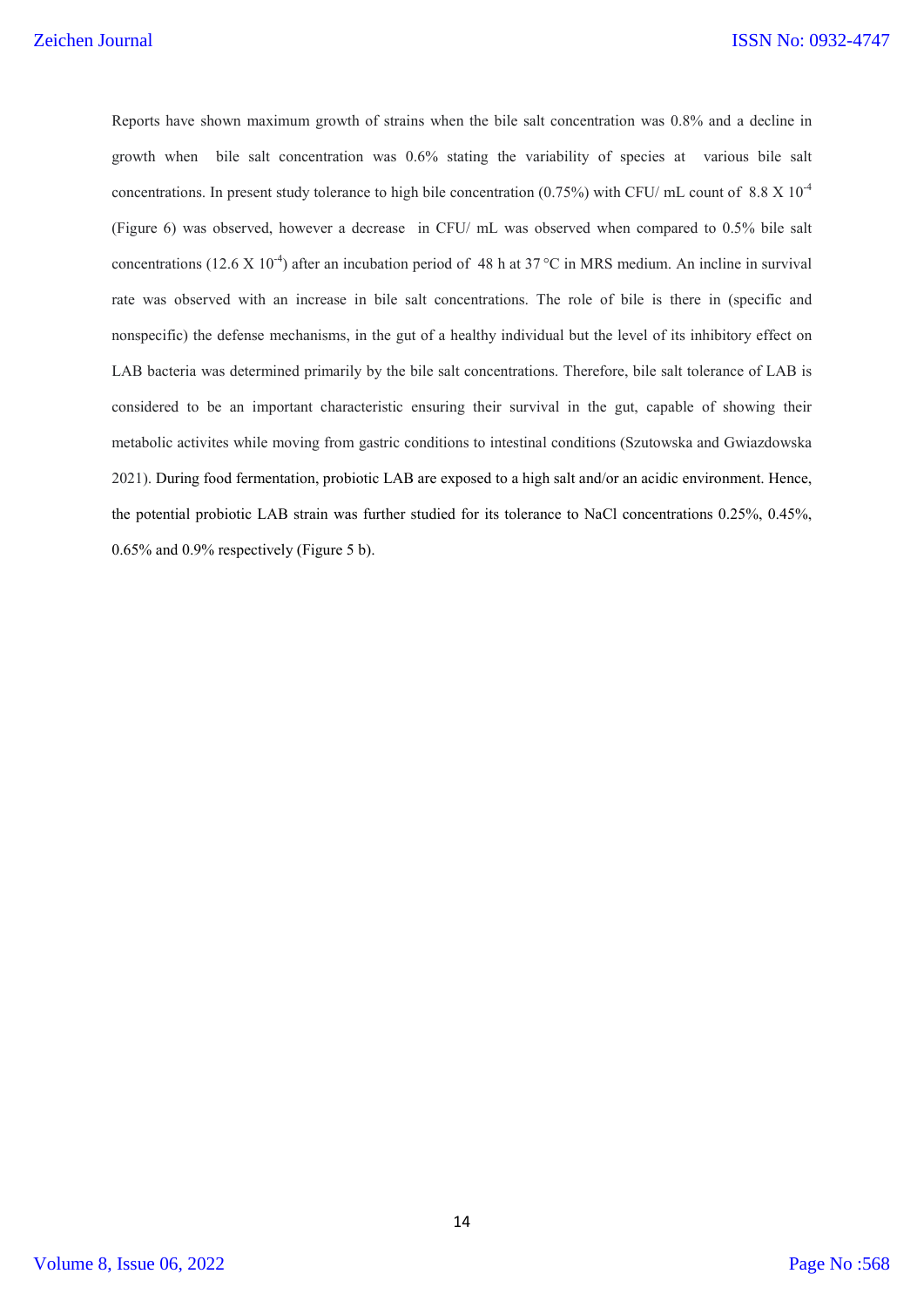Reports have shown maximum growth of strains when the bile salt concentration was 0.8% and a decline in growth when bile salt concentration was 0.6% stating the variability of species at various bile salt concentrations. In present study tolerance to high bile concentration (0.75%) with CFU/ mL count of $8.8 \times 10^{-4}$ (Figure 6) was observed, however a decrease in CFU/ mL was observed when compared to 0.5% bile salt concentrations ($12.6 \times 10^{-4}$) after an incubation period of 48 h at 37 °C in MRS medium. An incline in survival rate was observed with an increase in bile salt concentrations. The role of bile is there in (specific and nonspecific) the defense mechanisms, in the gut of a healthy individual but the level of its inhibitory effect on LAB bacteria was determined primarily by the bile salt concentrations. Therefore, bile salt tolerance of LAB is considered to be an important characteristic ensuring their survival in the gut, capable of showing their metabolic activites while moving from gastric conditions to intestinal conditions (Szutowska and Gwiazdowska 2021). During food fermentation, probiotic LAB are exposed to a high salt and/or an acidic environment. Hence, the potential probiotic LAB strain was further studied for its tolerance to NaCl concentrations 0.25%, 0.45%, 0.65% and 0.9% respectively (Figure 5 b).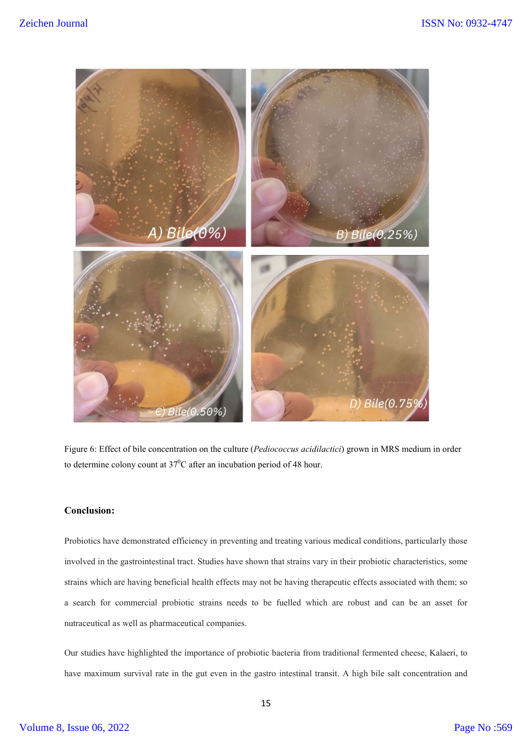Figure 6: Effect of bile concentration on the culture (*Pediococcus acidilactici*) grown in MRS medium in order to determine colony count at 37$^0$C after an incubation period of 48 hour.

**Conclusion:**

Probiotics have demonstrated efficiency in preventing and treating various medical conditions, particularly those involved in the gastrointestinal tract. Studies have shown that strains vary in their probiotic characteristics, some strains which are having beneficial health effects may not be having therapeutic effects associated with them; so a search for commercial probiotic strains needs to be fuelled which are robust and can be an asset for nutraceutical as well as pharmaceutical companies.

Our studies have highlighted the importance of probiotic bacteria from traditional fermented cheese, Kalaeri, to have maximum survival rate in the gut even in the gastro intestinal transit. A high bile salt concentration and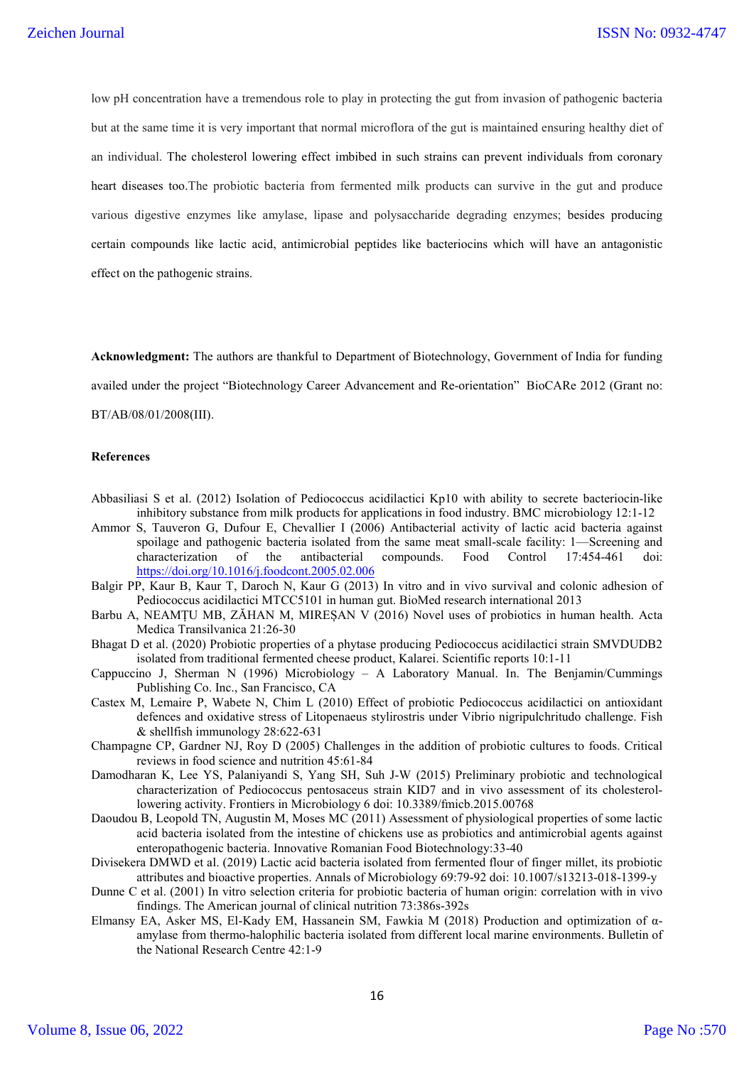low pH concentration have a tremendous role to play in protecting the gut from invasion of pathogenic bacteria but at the same time it is very important that normal microflora of the gut is maintained ensuring healthy diet of an individual. The cholesterol lowering effect imbibed in such strains can prevent individuals from coronary heart diseases too.The probiotic bacteria from fermented milk products can survive in the gut and produce various digestive enzymes like amylase, lipase and polysaccharide degrading enzymes; besides producing certain compounds like lactic acid, antimicrobial peptides like bacteriocins which will have an antagonistic effect on the pathogenic strains.

**Acknowledgment:** The authors are thankful to Department of Biotechnology, Government of India for funding availed under the project "Biotechnology Career Advancement and Re-orientation" BioCARe 2012 (Grant no: BT/AB/08/01/2008(III).

**References**

Abbasiliasi S et al. (2012) Isolation of Pediococcus acidilactici Kp10 with ability to secrete bacteriocin-like inhibitory substance from milk products for applications in food industry. BMC microbiology 12:1-12

Ammor S, Tauveron G, Dufour E, Chevallier I (2006) Antibacterial activity of lactic acid bacteria against spoilage and pathogenic bacteria isolated from the same meat small-scale facility: 1—Screening and characterization of the antibacterial compounds. Food Control 17:454-461 doi: https://doi.org/10.1016/j.foodcont.2005.02.006

Balgir PP, Kaur B, Kaur T, Daroch N, Kaur G (2013) In vitro and in vivo survival and colonic adhesion of Pediococcus acidilactici MTCC5101 in human gut. BioMed research international 2013

Barbu A, NEAMȚU MB, ZĂHAN M, MIREȘAN V (2016) Novel uses of probiotics in human health. Acta Medica Transilvanica 21:26-30

Bhagat D et al. (2020) Probiotic properties of a phytase producing Pediococcus acidilactici strain SMVDUDB2 isolated from traditional fermented cheese product, Kalarei. Scientific reports 10:1-11

Cappuccino J, Sherman N (1996) Microbiology – A Laboratory Manual. In. The Benjamin/Cummings Publishing Co. Inc., San Francisco, CA

Castex M, Lemaire P, Wabete N, Chim L (2010) Effect of probiotic Pediococcus acidilactici on antioxidant defences and oxidative stress of Litopenaeus stylirostris under Vibrio nigripulchritudo challenge. Fish & shellfish immunology 28:622-631

Champagne CP, Gardner NJ, Roy D (2005) Challenges in the addition of probiotic cultures to foods. Critical reviews in food science and nutrition 45:61-84

Damodharan K, Lee YS, Palaniyandi S, Yang SH, Suh J-W (2015) Preliminary probiotic and technological characterization of Pediococcus pentosaceus strain KID7 and in vivo assessment of its cholesterol-lowering activity. Frontiers in Microbiology 6 doi: 10.3389/fmicb.2015.00768

Daoudou B, Leopold TN, Augustin M, Moses MC (2011) Assessment of physiological properties of some lactic acid bacteria isolated from the intestine of chickens use as probiotics and antimicrobial agents against enteropathogenic bacteria. Innovative Romanian Food Biotechnology:33-40

Divisekera DMWD et al. (2019) Lactic acid bacteria isolated from fermented flour of finger millet, its probiotic attributes and bioactive properties. Annals of Microbiology 69:79-92 doi: 10.1007/s13213-018-1399-y

Dunne C et al. (2001) In vitro selection criteria for probiotic bacteria of human origin: correlation with in vivo findings. The American journal of clinical nutrition 73:386s-392s

Elmansy EA, Asker MS, El-Kady EM, Hassanein SM, Fawkia M (2018) Production and optimization of α-amylase from thermo-halophilic bacteria isolated from different local marine environments. Bulletin of the National Research Centre 42:1-9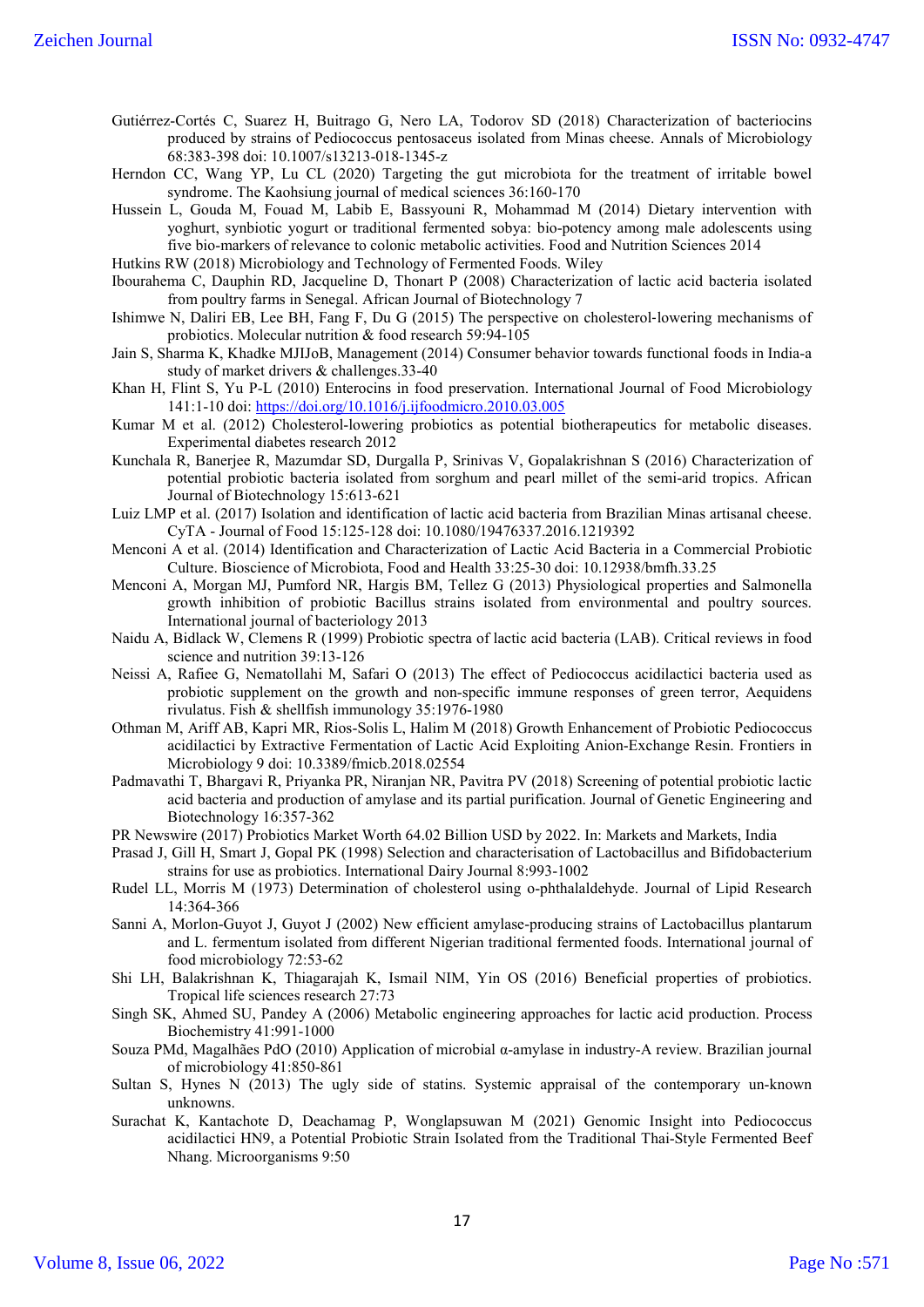Gutiérrez-Cortés C, Suarez H, Buitrago G, Nero LA, Todorov SD (2018) Characterization of bacteriocins produced by strains of Pediococcus pentosaceus isolated from Minas cheese. Annals of Microbiology 68:383-398 doi: 10.1007/s13213-018-1345-z

Herndon CC, Wang YP, Lu CL (2020) Targeting the gut microbiota for the treatment of irritable bowel syndrome. The Kaohsiung journal of medical sciences 36:160-170

Hussein L, Gouda M, Fouad M, Labib E, Bassyouni R, Mohammad M (2014) Dietary intervention with yoghurt, synbiotic yogurt or traditional fermented sobya: bio-potency among male adolescents using five bio-markers of relevance to colonic metabolic activities. Food and Nutrition Sciences 2014

Hutkins RW (2018) Microbiology and Technology of Fermented Foods. Wiley

Ibourahema C, Dauphin RD, Jacqueline D, Thonart P (2008) Characterization of lactic acid bacteria isolated from poultry farms in Senegal. African Journal of Biotechnology 7

Ishimwe N, Daliri EB, Lee BH, Fang F, Du G (2015) The perspective on cholesterol-lowering mechanisms of probiotics. Molecular nutrition & food research 59:94-105

Jain S, Sharma K, Khadke MJIJoB, Management (2014) Consumer behavior towards functional foods in India-a study of market drivers & challenges.33-40

Khan H, Flint S, Yu P-L (2010) Enterocins in food preservation. International Journal of Food Microbiology 141:1-10 doi: https://doi.org/10.1016/j.ijfoodmicro.2010.03.005

Kumar M et al. (2012) Cholesterol-lowering probiotics as potential biotherapeutics for metabolic diseases. Experimental diabetes research 2012

Kunchala R, Banerjee R, Mazumdar SD, Durgalla P, Srinivas V, Gopalakrishnan S (2016) Characterization of potential probiotic bacteria isolated from sorghum and pearl millet of the semi-arid tropics. African Journal of Biotechnology 15:613-621

Luiz LMP et al. (2017) Isolation and identification of lactic acid bacteria from Brazilian Minas artisanal cheese. CyTA - Journal of Food 15:125-128 doi: 10.1080/19476337.2016.1219392

Menconi A et al. (2014) Identification and Characterization of Lactic Acid Bacteria in a Commercial Probiotic Culture. Bioscience of Microbiota, Food and Health 33:25-30 doi: 10.12938/bmfh.33.25

Menconi A, Morgan MJ, Pumford NR, Hargis BM, Tellez G (2013) Physiological properties and Salmonella growth inhibition of probiotic Bacillus strains isolated from environmental and poultry sources. International journal of bacteriology 2013

Naidu A, Bidlack W, Clemens R (1999) Probiotic spectra of lactic acid bacteria (LAB). Critical reviews in food science and nutrition 39:13-126

Neissi A, Rafiee G, Nematollahi M, Safari O (2013) The effect of Pediococcus acidilactici bacteria used as probiotic supplement on the growth and non-specific immune responses of green terror, Aequidens rivulatus. Fish & shellfish immunology 35:1976-1980

Othman M, Ariff AB, Kapri MR, Rios-Solis L, Halim M (2018) Growth Enhancement of Probiotic Pediococcus acidilactici by Extractive Fermentation of Lactic Acid Exploiting Anion-Exchange Resin. Frontiers in Microbiology 9 doi: 10.3389/fmicb.2018.02554

Padmavathi T, Bhargavi R, Priyanka PR, Niranjan NR, Pavitra PV (2018) Screening of potential probiotic lactic acid bacteria and production of amylase and its partial purification. Journal of Genetic Engineering and Biotechnology 16:357-362

PR Newswire (2017) Probiotics Market Worth 64.02 Billion USD by 2022. In: Markets and Markets, India

Prasad J, Gill H, Smart J, Gopal PK (1998) Selection and characterisation of Lactobacillus and Bifidobacterium strains for use as probiotics. International Dairy Journal 8:993-1002

Rudel LL, Morris M (1973) Determination of cholesterol using o-phthalaldehyde. Journal of Lipid Research 14:364-366

Sanni A, Morlon-Guyot J, Guyot J (2002) New efficient amylase-producing strains of Lactobacillus plantarum and L. fermentum isolated from different Nigerian traditional fermented foods. International journal of food microbiology 72:53-62

Shi LH, Balakrishnan K, Thiagarajah K, Ismail NIM, Yin OS (2016) Beneficial properties of probiotics. Tropical life sciences research 27:73

Singh SK, Ahmed SU, Pandey A (2006) Metabolic engineering approaches for lactic acid production. Process Biochemistry 41:991-1000

Souza PMd, Magalhães PdO (2010) Application of microbial α-amylase in industry-A review. Brazilian journal of microbiology 41:850-861

Sultan S, Hynes N (2013) The ugly side of statins. Systemic appraisal of the contemporary un-known unknowns.

Surachat K, Kantachote D, Deachamag P, Wonglapsuwan M (2021) Genomic Insight into Pediococcus acidilactici HN9, a Potential Probiotic Strain Isolated from the Traditional Thai-Style Fermented Beef Nhang. Microorganisms 9:50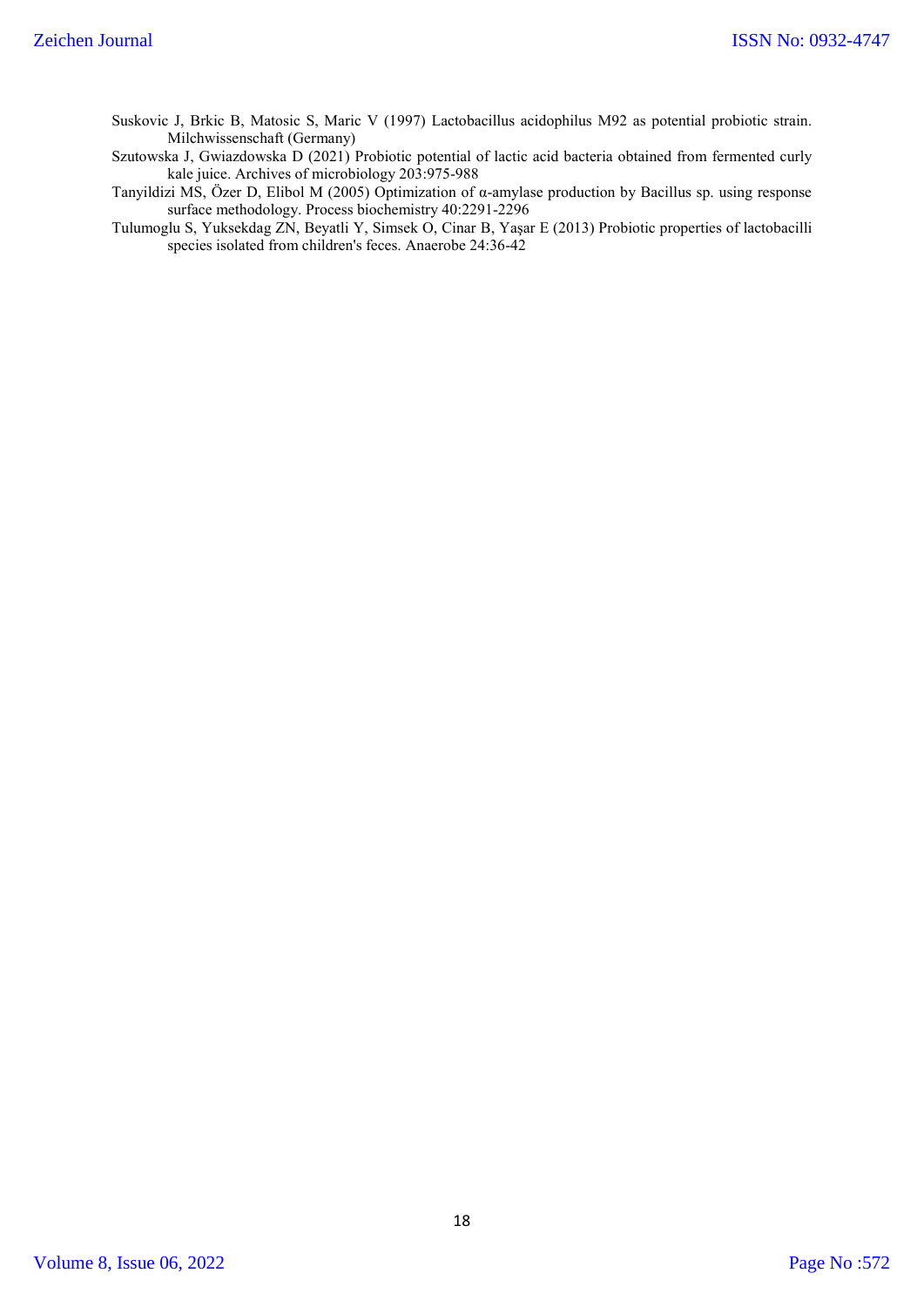Suskovic J, Brkic B, Matosic S, Maric V (1997) Lactobacillus acidophilus M92 as potential probiotic strain. Milchwissenschaft (Germany)

Szutowska J, Gwiazdowska D (2021) Probiotic potential of lactic acid bacteria obtained from fermented curly kale juice. Archives of microbiology 203:975-988

Tanyildizi MS, Özer D, Elibol M (2005) Optimization of α-amylase production by Bacillus sp. using response surface methodology. Process biochemistry 40:2291-2296

Tulumoglu S, Yuksekdag ZN, Beyatli Y, Simsek O, Cinar B, Yaşar E (2013) Probiotic properties of lactobacilli species isolated from children's feces. Anaerobe 24:36-42